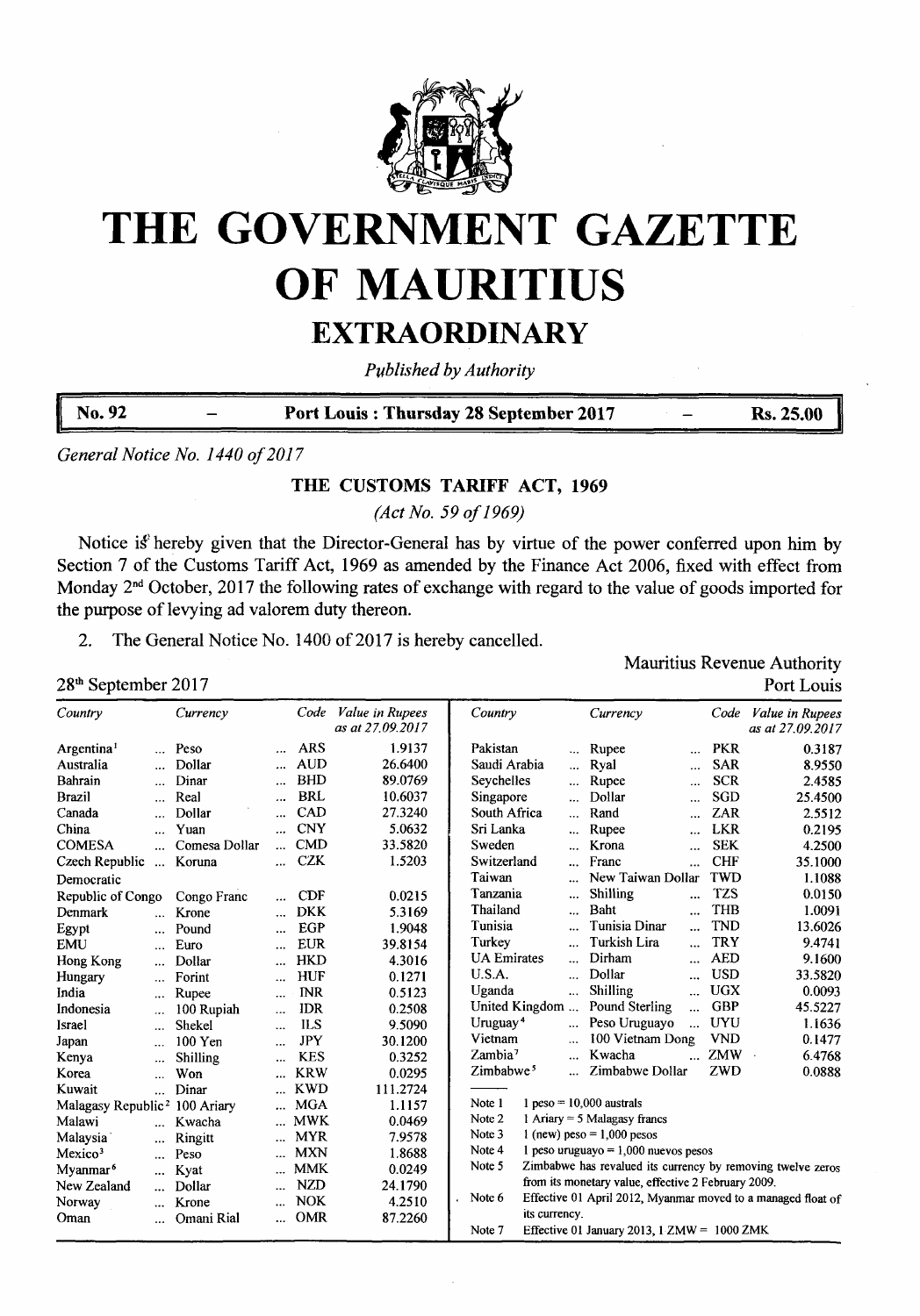# THE GOVERNMENT GAZETTE OF MAURITIUS

## EXTRAORDINARY

*Published by Authority*

**No. 92 — Port Louis : Thursday 28 September 2017 — Rs. 25.00**

*General Notice No. 1440 of 2017*

### THE CUSTOMS TARIFF ACT, 1969

*(Act No. 59 of 1969)*

Notice is hereby given that the Director-General has by virtue of the power conferred upon him by Section 7 of the Customs Tariff Act, 1969 as amended by the Finance Act 2006, fixed with effect from Monday 2nd October, 2017 the following rates of exchange with regard to the value of goods imported for the purpose of levying ad valorem duty thereon.

2. The General Notice No. 1400 of 2017 is hereby cancelled.

Mauritius Revenue Authority
Port Louis

28th September 2017

| Country | Currency | Code | Value in Rupees as at 27.09.2017 |
|---|---|---|---|
| Argentina[1] | Peso | ARS | 1.9137 |
| Australia | Dollar | AUD | 26.6400 |
| Bahrain | Dinar | BHD | 89.0769 |
| Brazil | Real | BRL | 10.6037 |
| Canada | Dollar | CAD | 27.3240 |
| China | Yuan | CNY | 5.0632 |
| COMESA | Comesa Dollar | CMD | 33.5820 |
| Czech Republic | Koruna | CZK | 1.5203 |
| Democratic Republic of Congo | Congo Franc | CDF | 0.0215 |
| Denmark | Krone | DKK | 5.3169 |
| Egypt | Pound | EGP | 1.9048 |
| EMU | Euro | EUR | 39.8154 |
| Hong Kong | Dollar | HKD | 4.3016 |
| Hungary | Forint | HUF | 0.1271 |
| India | Rupee | INR | 0.5123 |
| Indonesia | 100 Rupiah | IDR | 0.2508 |
| Israel | Shekel | ILS | 9.5090 |
| Japan | 100 Yen | JPY | 30.1200 |
| Kenya | Shilling | KES | 0.3252 |
| Korea | Won | KRW | 0.0295 |
| Kuwait | Dinar | KWD | 111.2724 |
| Malagasy Republic[2] | 100 Ariary | MGA | 1.1157 |
| Malawi | Kwacha | MWK | 0.0469 |
| Malaysia | Ringitt | MYR | 7.9578 |
| Mexico[3] | Peso | MXN | 1.8688 |
| Myanmar[6] | Kyat | MMK | 0.0249 |
| New Zealand | Dollar | NZD | 24.1790 |
| Norway | Krone | NOK | 4.2510 |
| Oman | Omani Rial | OMR | 87.2260 |
| Pakistan | Rupee | PKR | 0.3187 |
| Saudi Arabia | Ryal | SAR | 8.9550 |
| Seychelles | Rupee | SCR | 2.4585 |
| Singapore | Dollar | SGD | 25.4500 |
| South Africa | Rand | ZAR | 2.5512 |
| Sri Lanka | Rupee | LKR | 0.2195 |
| Sweden | Krona | SEK | 4.2500 |
| Switzerland | Franc | CHF | 35.1000 |
| Taiwan | New Taiwan Dollar | TWD | 1.1088 |
| Tanzania | Shilling | TZS | 0.0150 |
| Thailand | Baht | THB | 1.0091 |
| Tunisia | Tunisia Dinar | TND | 13.6026 |
| Turkey | Turkish Lira | TRY | 9.4741 |
| UA Emirates | Dirham | AED | 9.1600 |
| U.S.A. | Dollar | USD | 33.5820 |
| Uganda | Shilling | UGX | 0.0093 |
| United Kingdom | Pound Sterling | GBP | 45.5227 |
| Uruguay[4] | Peso Uruguayo | UYU | 1.1636 |
| Vietnam | 100 Vietnam Dong | VND | 0.1477 |
| Zambia[7] | Kwacha | ZMW | 6.4768 |
| Zimbabwe[5] | Zimbabwe Dollar | ZWD | 0.0888 |

Note 1 — 1 peso = 10,000 australs

Note 2 — 1 Ariary = 5 Malagasy francs

Note 3 — 1 (new) peso = 1,000 pesos

Note 4 — 1 peso uruguayo = 1,000 nuevos pesos

Note 5 — Zimbabwe has revalued its currency by removing twelve zeros from its monetary value, effective 2 February 2009.

Note 6 — Effective 01 April 2012, Myanmar moved to a managed float of its currency.

Note 7 — Effective 01 January 2013, 1 ZMW = 1000 ZMK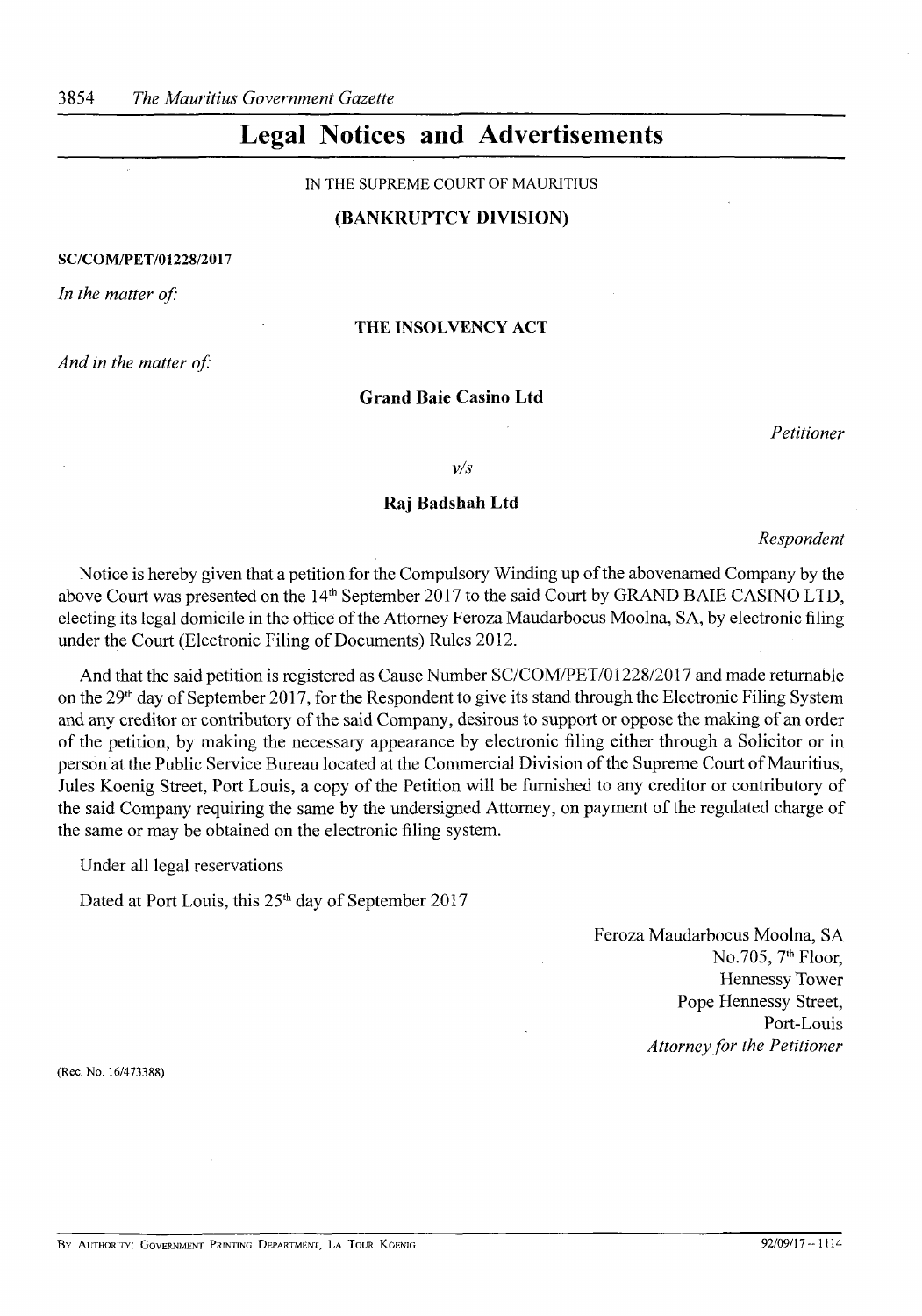# Legal Notices and Advertisements

IN THE SUPREME COURT OF MAURITIUS

**(BANKRUPTCY DIVISION)**

**SC/COM/PET/01228/2017**

*In the matter of:*

**THE INSOLVENCY ACT**

*And in the matter of:*

**Grand Baie Casino Ltd**

*Petitioner*

*v/s*

**Raj Badshah Ltd**

*Respondent*

Notice is hereby given that a petition for the Compulsory Winding up of the abovenamed Company by the above Court was presented on the 14th September 2017 to the said Court by GRAND BAIE CASINO LTD, electing its legal domicile in the office of the Attorney Feroza Maudarbocus Moolna, SA, by electronic filing under the Court (Electronic Filing of Documents) Rules 2012.

And that the said petition is registered as Cause Number SC/COM/PET/01228/2017 and made returnable on the 29th day of September 2017, for the Respondent to give its stand through the Electronic Filing System and any creditor or contributory of the said Company, desirous to support or oppose the making of an order of the petition, by making the necessary appearance by electronic filing either through a Solicitor or in person at the Public Service Bureau located at the Commercial Division of the Supreme Court of Mauritius, Jules Koenig Street, Port Louis, a copy of the Petition will be furnished to any creditor or contributory of the said Company requiring the same by the undersigned Attorney, on payment of the regulated charge of the same or may be obtained on the electronic filing system.

Under all legal reservations

Dated at Port Louis, this 25th day of September 2017

Feroza Maudarbocus Moolna, SA
No.705, 7th Floor,
Hennessy Tower
Pope Hennessy Street,
Port-Louis
*Attorney for the Petitioner*

(Rec. No. 16/473388)